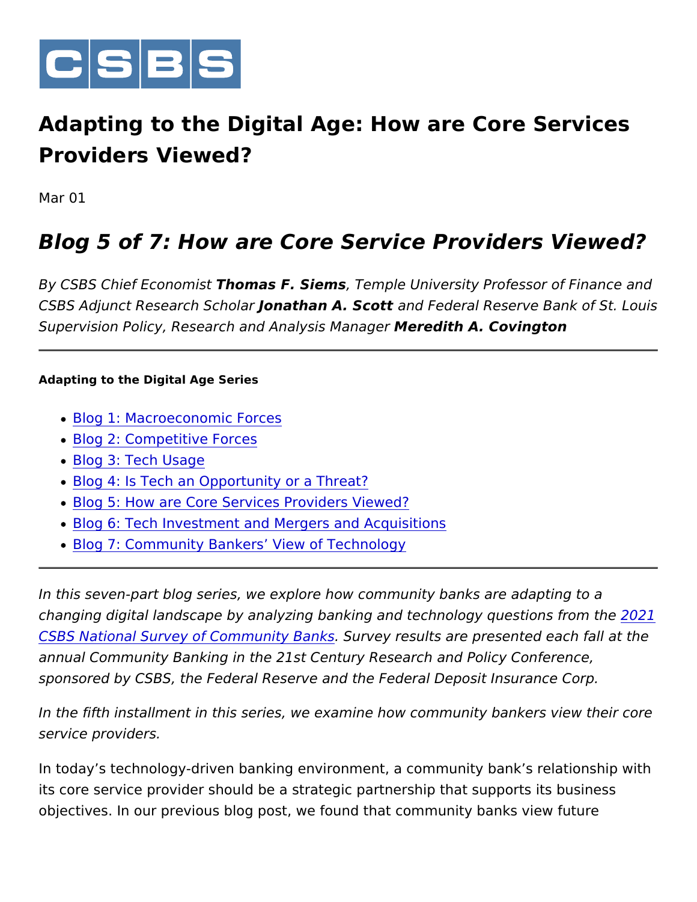CSBS

# Adapting to the Digital Age: How are Core Services Providers Viewed?

Mar 01

## *Blog 5 of 7: How are Core Service Providers Viewed?*

*By CSBS Chief Economist* ***Thomas F. Siems****, Temple University Professor of Finance and CSBS Adjunct Research Scholar* ***Jonathan A. Scott*** *and Federal Reserve Bank of St. Louis Supervision Policy, Research and Analysis Manager* ***Meredith A. Covington***

---

**Adapting to the Digital Age Series**

- Blog 1: Macroeconomic Forces
- Blog 2: Competitive Forces
- Blog 3: Tech Usage
- Blog 4: Is Tech an Opportunity or a Threat?
- Blog 5: How are Core Services Providers Viewed?
- Blog 6: Tech Investment and Mergers and Acquisitions
- Blog 7: Community Bankers' View of Technology

---

*In this seven-part blog series, we explore how community banks are adapting to a changing digital landscape by analyzing banking and technology questions from the 2021 CSBS National Survey of Community Banks. Survey results are presented each fall at the annual Community Banking in the 21st Century Research and Policy Conference, sponsored by CSBS, the Federal Reserve and the Federal Deposit Insurance Corp.*

*In the fifth installment in this series, we examine how community bankers view their core service providers.*

In today's technology-driven banking environment, a community bank's relationship with its core service provider should be a strategic partnership that supports its business objectives. In our previous blog post, we found that community banks view future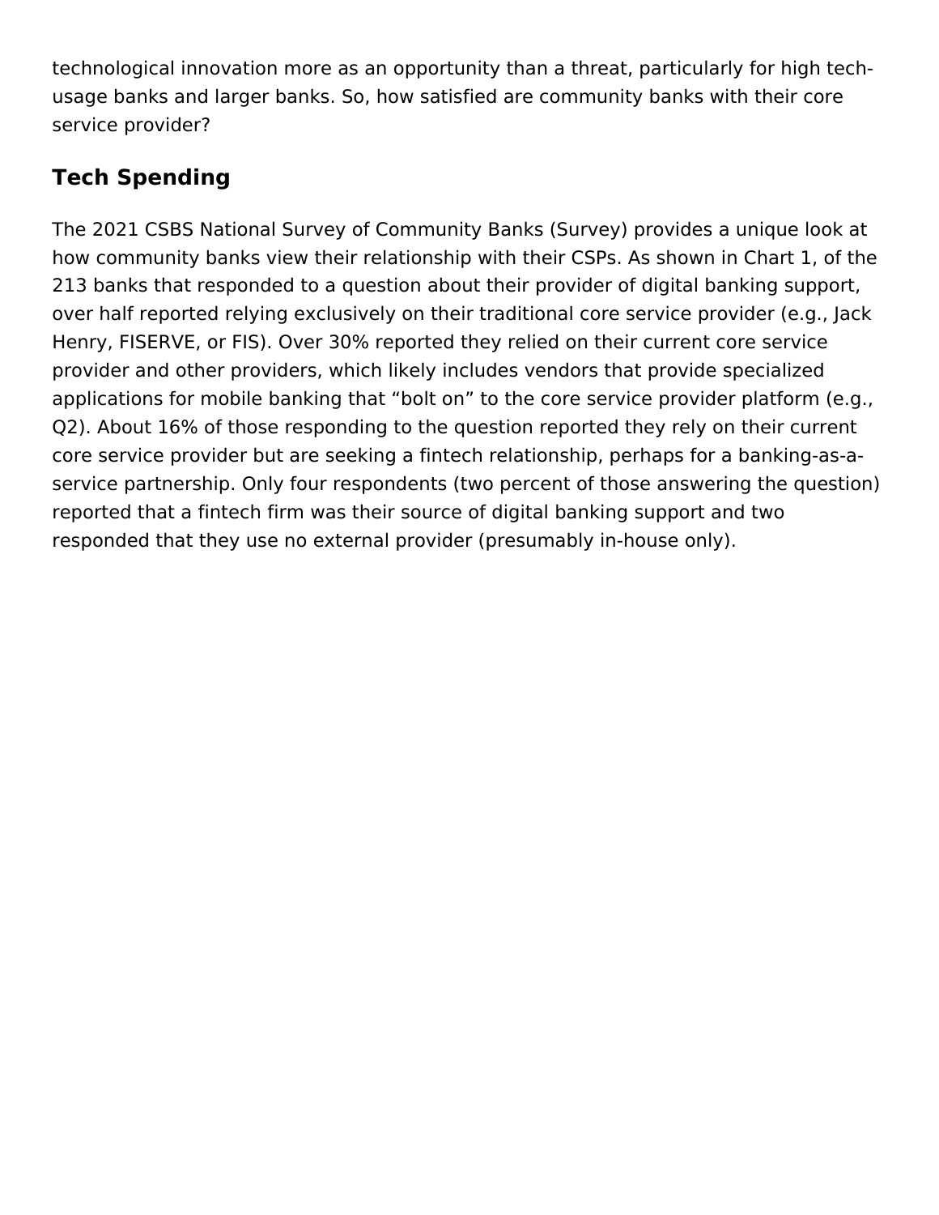technological innovation more as an opportunity than a threat, particularly for high tech-usage banks and larger banks. So, how satisfied are community banks with their core service provider?

## Tech Spending

The 2021 CSBS National Survey of Community Banks (Survey) provides a unique look at how community banks view their relationship with their CSPs. As shown in Chart 1, of the 213 banks that responded to a question about their provider of digital banking support, over half reported relying exclusively on their traditional core service provider (e.g., Jack Henry, FISERVE, or FIS). Over 30% reported they relied on their current core service provider and other providers, which likely includes vendors that provide specialized applications for mobile banking that “bolt on” to the core service provider platform (e.g., Q2). About 16% of those responding to the question reported they rely on their current core service provider but are seeking a fintech relationship, perhaps for a banking-as-a-service partnership. Only four respondents (two percent of those answering the question) reported that a fintech firm was their source of digital banking support and two responded that they use no external provider (presumably in-house only).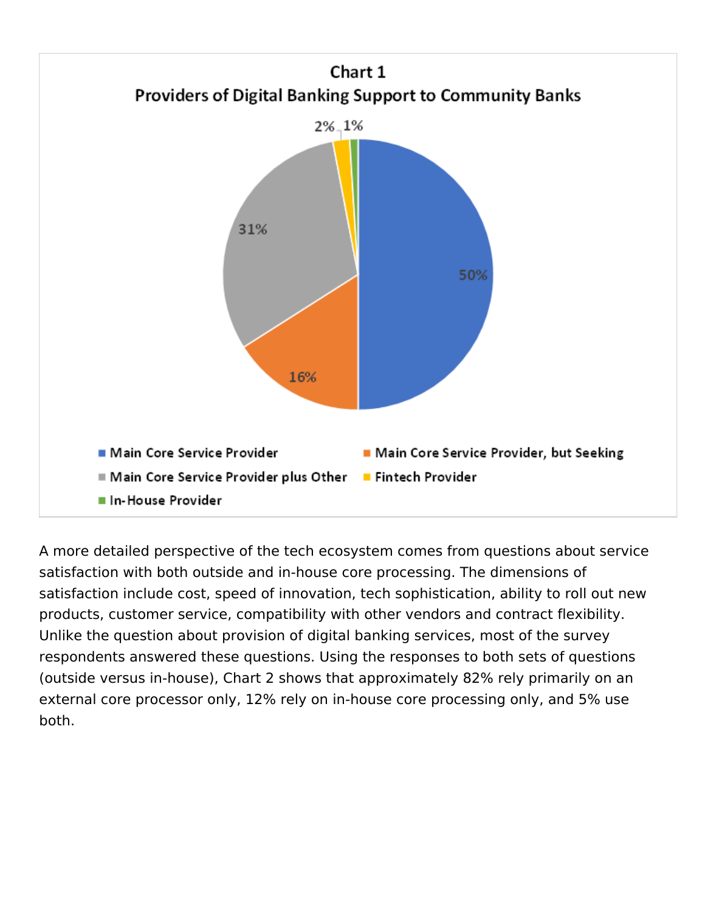**Chart 1**
**Providers of Digital Banking Support to Community Banks**

| Provider | Share |
| --- | --- |
| Main Core Service Provider | 50% |
| Main Core Service Provider, but Seeking | 16% |
| Main Core Service Provider plus Other | 31% |
| Fintech Provider | 2% |
| In-House Provider | 1% |

A more detailed perspective of the tech ecosystem comes from questions about service satisfaction with both outside and in-house core processing. The dimensions of satisfaction include cost, speed of innovation, tech sophistication, ability to roll out new products, customer service, compatibility with other vendors and contract flexibility. Unlike the question about provision of digital banking services, most of the survey respondents answered these questions. Using the responses to both sets of questions (outside versus in-house), Chart 2 shows that approximately 82% rely primarily on an external core processor only, 12% rely on in-house core processing only, and 5% use both.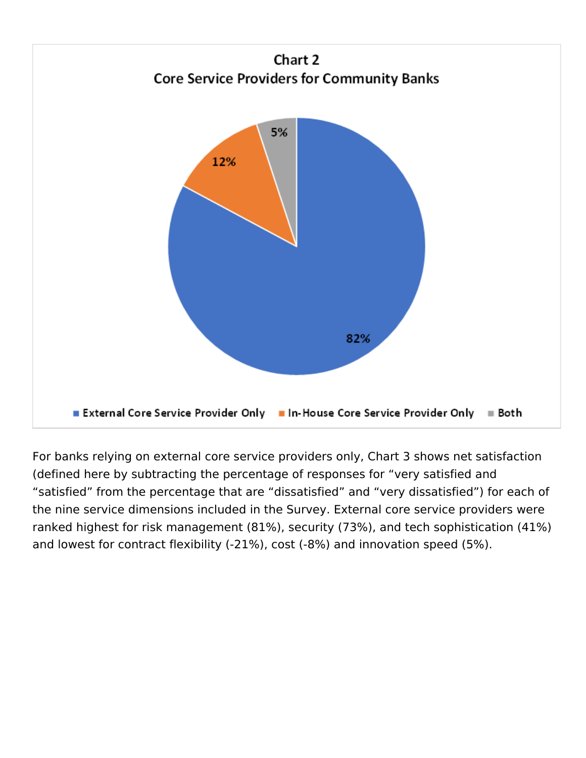**Chart 2**
**Core Service Providers for Community Banks**

| Category | Share |
| --- | --- |
| External Core Service Provider Only | 82% |
| In-House Core Service Provider Only | 12% |
| Both | 5% |

For banks relying on external core service providers only, Chart 3 shows net satisfaction (defined here by subtracting the percentage of responses for "very satisfied and "satisfied" from the percentage that are "dissatisfied" and "very dissatisfied") for each of the nine service dimensions included in the Survey. External core service providers were ranked highest for risk management (81%), security (73%), and tech sophistication (41%) and lowest for contract flexibility (-21%), cost (-8%) and innovation speed (5%).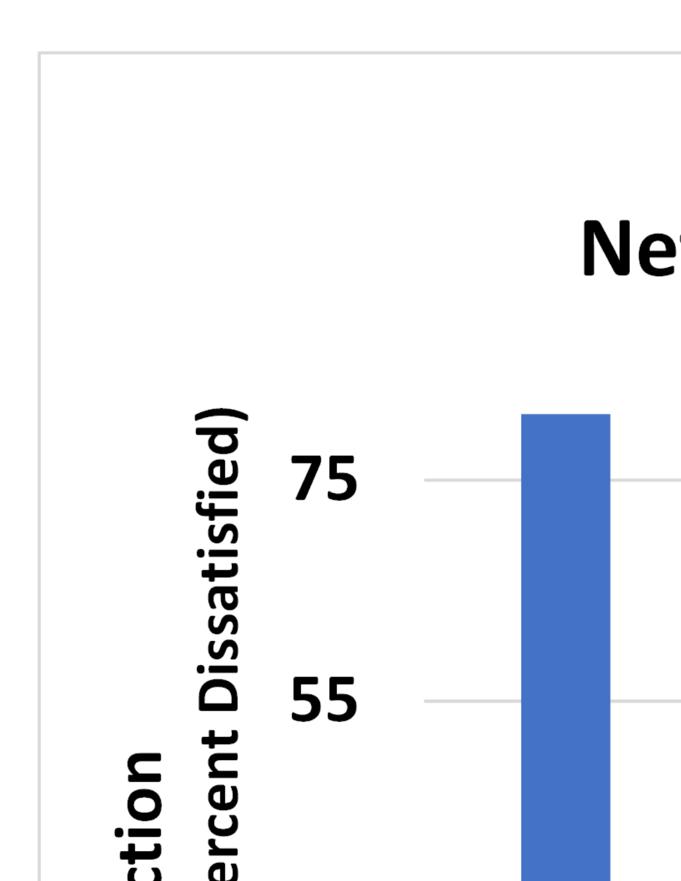Ne

ction
(Percent Dissatisfied)

75

55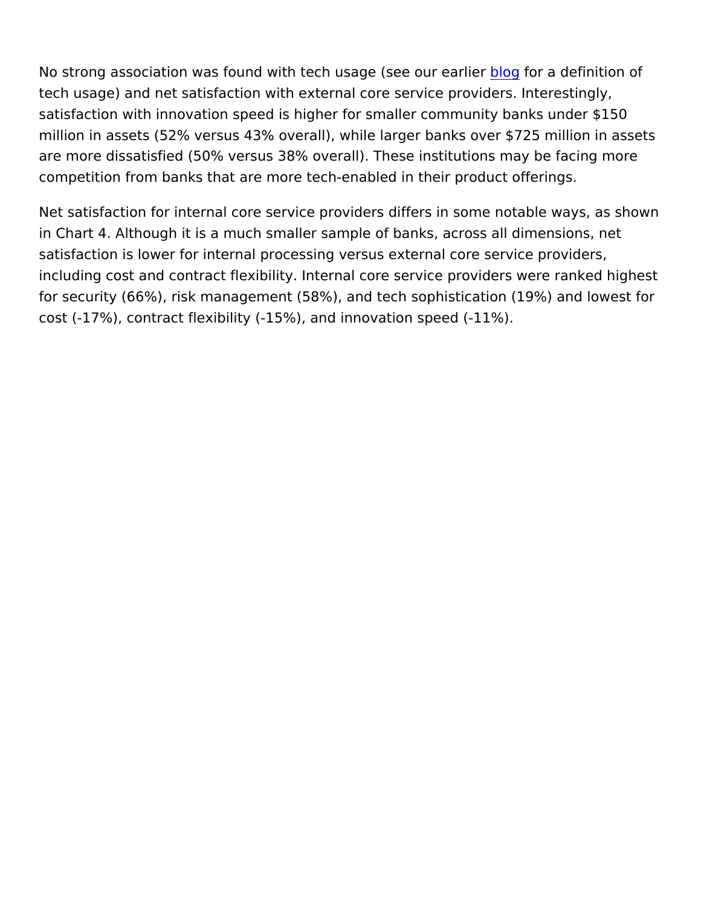No strong association was found with tech usage (see our earlier blog for a definition of tech usage) and net satisfaction with external core service providers. Interestingly, satisfaction with innovation speed is higher for smaller community banks under $150 million in assets (52% versus 43% overall), while larger banks over $725 million in assets are more dissatisfied (50% versus 38% overall). These institutions may be facing more competition from banks that are more tech-enabled in their product offerings.

Net satisfaction for internal core service providers differs in some notable ways, as shown in Chart 4. Although it is a much smaller sample of banks, across all dimensions, net satisfaction is lower for internal processing versus external core service providers, including cost and contract flexibility. Internal core service providers were ranked highest for security (66%), risk management (58%), and tech sophistication (19%) and lowest for cost (-17%), contract flexibility (-15%), and innovation speed (-11%).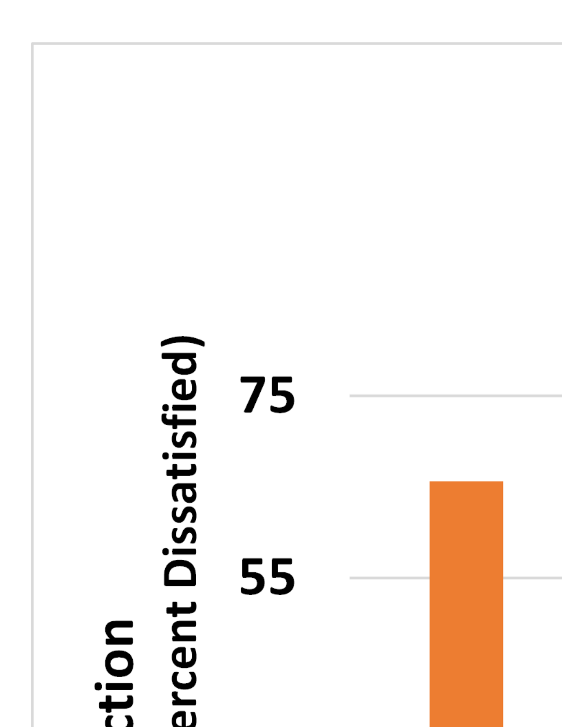ction
(Percent Dissatisfied)

75

55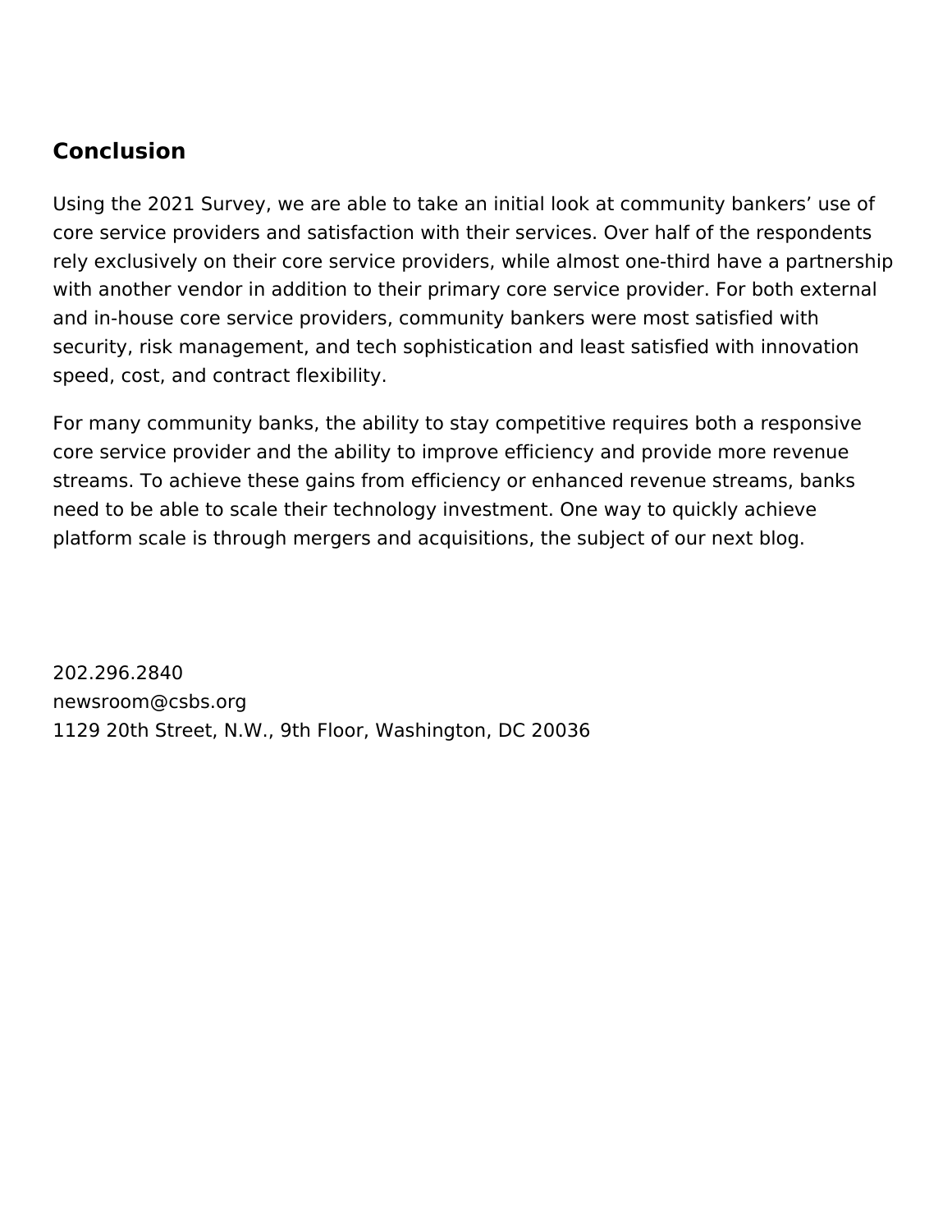## Conclusion

Using the 2021 Survey, we are able to take an initial look at community bankers' use of core service providers and satisfaction with their services. Over half of the respondents rely exclusively on their core service providers, while almost one-third have a partnership with another vendor in addition to their primary core service provider. For both external and in-house core service providers, community bankers were most satisfied with security, risk management, and tech sophistication and least satisfied with innovation speed, cost, and contract flexibility.

For many community banks, the ability to stay competitive requires both a responsive core service provider and the ability to improve efficiency and provide more revenue streams. To achieve these gains from efficiency or enhanced revenue streams, banks need to be able to scale their technology investment. One way to quickly achieve platform scale is through mergers and acquisitions, the subject of our next blog.

202.296.2840
newsroom@csbs.org
1129 20th Street, N.W., 9th Floor, Washington, DC 20036